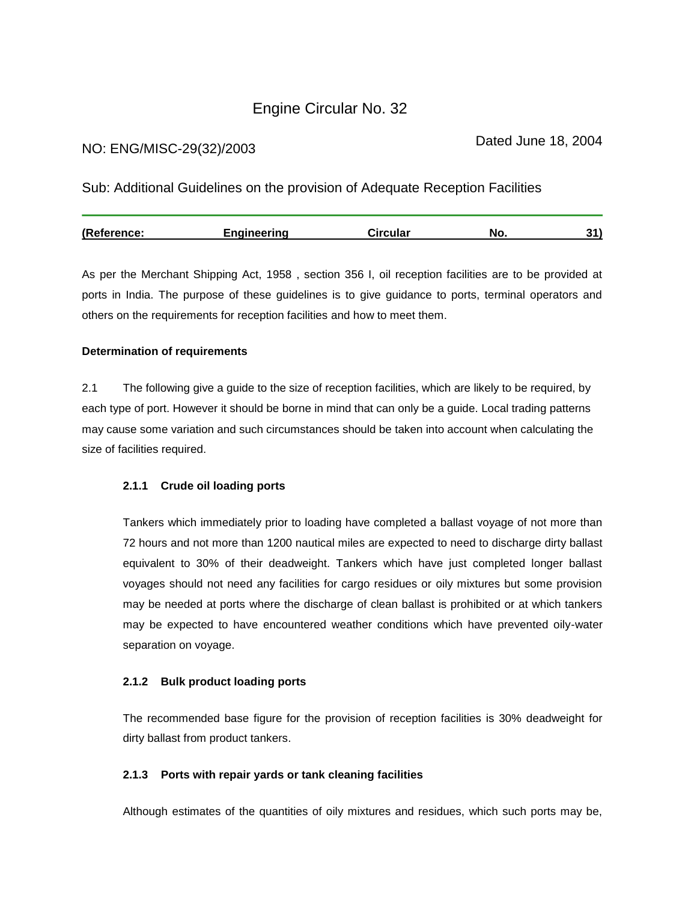# Engine Circular No. 32

NO: ENG/MISC-29(32)/2003

Dated June 18, 2004

Sub: Additional Guidelines on the provision of Adequate Reception Facilities

(Reference: Engineering Circular No. 31)

As per the Merchant Shipping Act, 1958 , section 356 I, oil reception facilities are to be provided at ports in India. The purpose of these guidelines is to give guidance to ports, terminal operators and others on the requirements for reception facilities and how to meet them.

**Determination of requirements**

2.1 The following give a guide to the size of reception facilities, which are likely to be required, by each type of port. However it should be borne in mind that can only be a guide. Local trading patterns may cause some variation and such circumstances should be taken into account when calculating the size of facilities required.

### 2.1.1 Crude oil loading ports

Tankers which immediately prior to loading have completed a ballast voyage of not more than 72 hours and not more than 1200 nautical miles are expected to need to discharge dirty ballast equivalent to 30% of their deadweight. Tankers which have just completed longer ballast voyages should not need any facilities for cargo residues or oily mixtures but some provision may be needed at ports where the discharge of clean ballast is prohibited or at which tankers may be expected to have encountered weather conditions which have prevented oily-water separation on voyage.

### 2.1.2 Bulk product loading ports

The recommended base figure for the provision of reception facilities is 30% deadweight for dirty ballast from product tankers.

### 2.1.3 Ports with repair yards or tank cleaning facilities

Although estimates of the quantities of oily mixtures and residues, which such ports may be,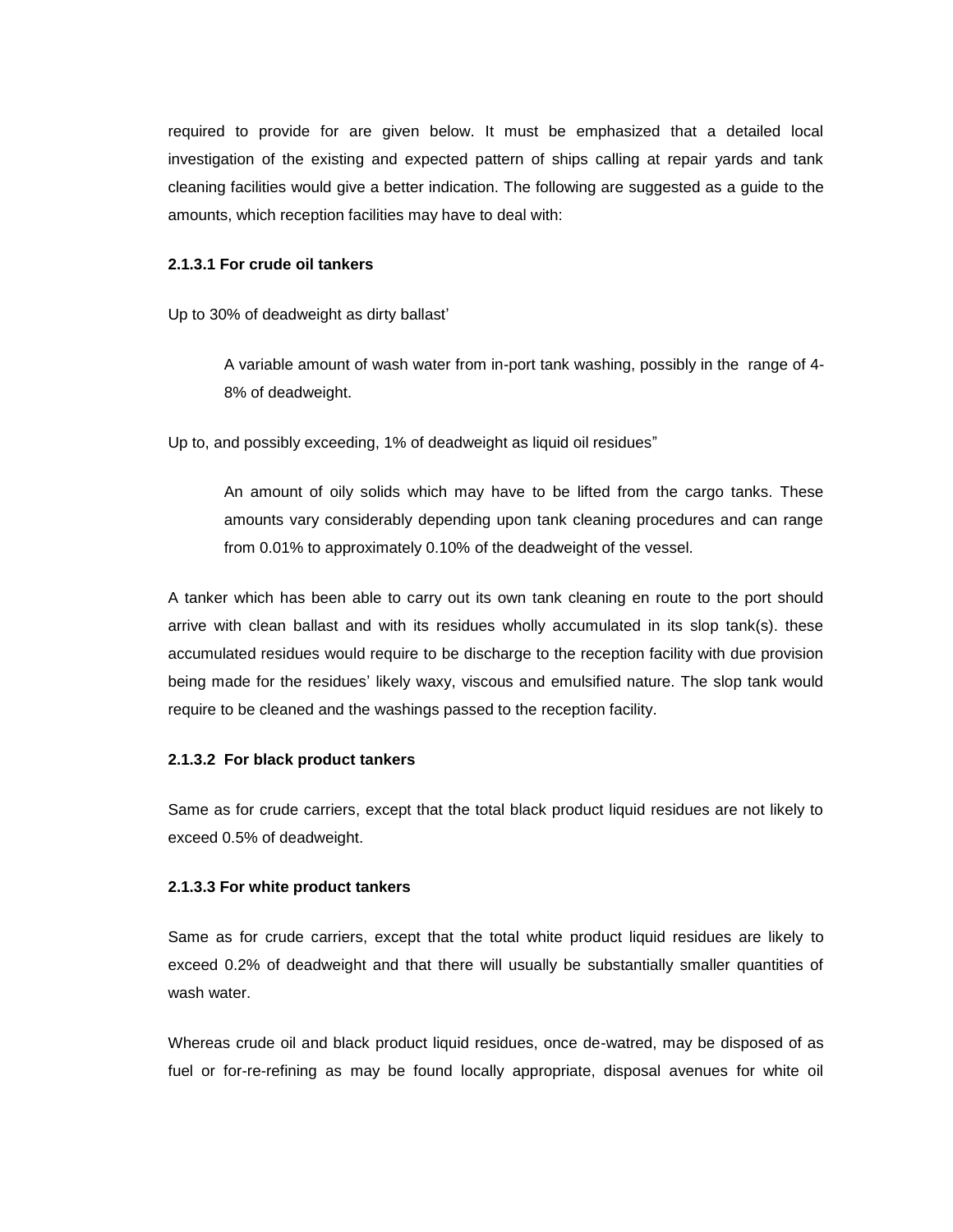required to provide for are given below. It must be emphasized that a detailed local investigation of the existing and expected pattern of ships calling at repair yards and tank cleaning facilities would give a better indication. The following are suggested as a guide to the amounts, which reception facilities may have to deal with:

**2.1.3.1 For crude oil tankers**

Up to 30% of deadweight as dirty ballast'

> A variable amount of wash water from in-port tank washing, possibly in the range of 4-8% of deadweight.

Up to, and possibly exceeding, 1% of deadweight as liquid oil residues"

> An amount of oily solids which may have to be lifted from the cargo tanks. These amounts vary considerably depending upon tank cleaning procedures and can range from 0.01% to approximately 0.10% of the deadweight of the vessel.

A tanker which has been able to carry out its own tank cleaning en route to the port should arrive with clean ballast and with its residues wholly accumulated in its slop tank(s). these accumulated residues would require to be discharge to the reception facility with due provision being made for the residues' likely waxy, viscous and emulsified nature. The slop tank would require to be cleaned and the washings passed to the reception facility.

**2.1.3.2 For black product tankers**

Same as for crude carriers, except that the total black product liquid residues are not likely to exceed 0.5% of deadweight.

**2.1.3.3 For white product tankers**

Same as for crude carriers, except that the total white product liquid residues are likely to exceed 0.2% of deadweight and that there will usually be substantially smaller quantities of wash water.

Whereas crude oil and black product liquid residues, once de-watred, may be disposed of as fuel or for-re-refining as may be found locally appropriate, disposal avenues for white oil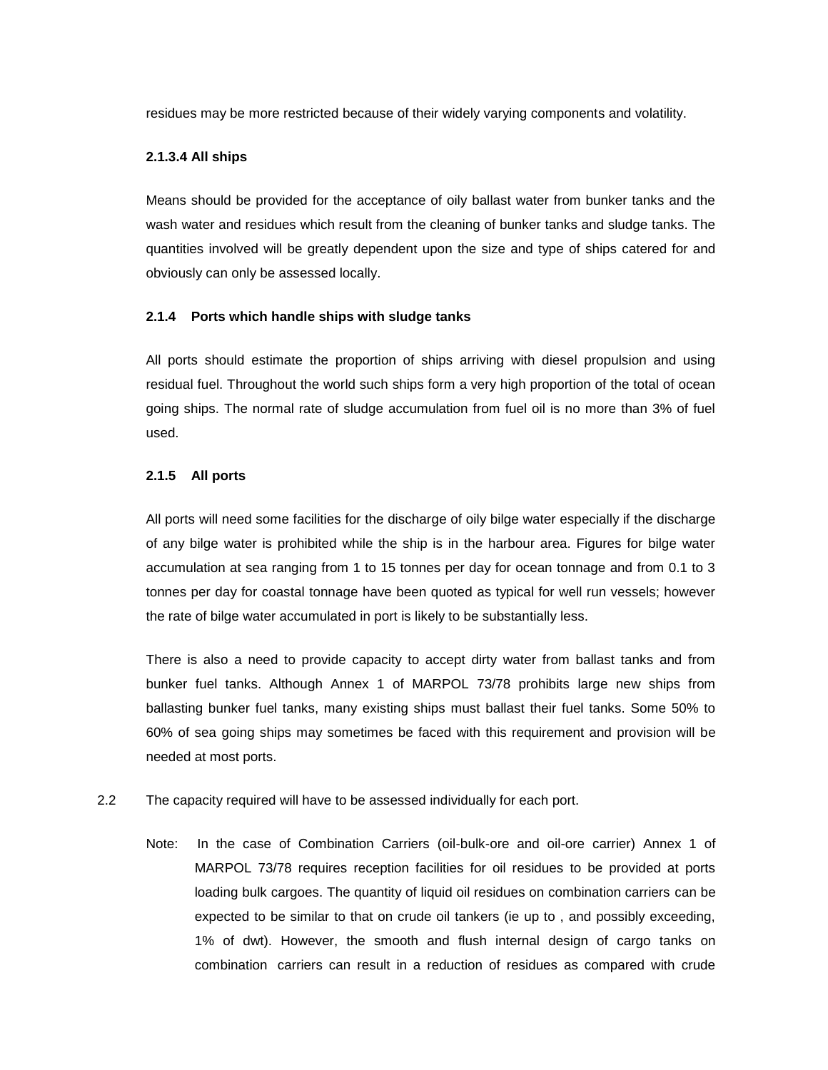residues may be more restricted because of their widely varying components and volatility.

#### 2.1.3.4 All ships

Means should be provided for the acceptance of oily ballast water from bunker tanks and the wash water and residues which result from the cleaning of bunker tanks and sludge tanks. The quantities involved will be greatly dependent upon the size and type of ships catered for and obviously can only be assessed locally.

### 2.1.4 Ports which handle ships with sludge tanks

All ports should estimate the proportion of ships arriving with diesel propulsion and using residual fuel. Throughout the world such ships form a very high proportion of the total of ocean going ships. The normal rate of sludge accumulation from fuel oil is no more than 3% of fuel used.

### 2.1.5 All ports

All ports will need some facilities for the discharge of oily bilge water especially if the discharge of any bilge water is prohibited while the ship is in the harbour area. Figures for bilge water accumulation at sea ranging from 1 to 15 tonnes per day for ocean tonnage and from 0.1 to 3 tonnes per day for coastal tonnage have been quoted as typical for well run vessels; however the rate of bilge water accumulated in port is likely to be substantially less.

There is also a need to provide capacity to accept dirty water from ballast tanks and from bunker fuel tanks. Although Annex 1 of MARPOL 73/78 prohibits large new ships from ballasting bunker fuel tanks, many existing ships must ballast their fuel tanks. Some 50% to 60% of sea going ships may sometimes be faced with this requirement and provision will be needed at most ports.

2.2 The capacity required will have to be assessed individually for each port.

Note: In the case of Combination Carriers (oil-bulk-ore and oil-ore carrier) Annex 1 of MARPOL 73/78 requires reception facilities for oil residues to be provided at ports loading bulk cargoes. The quantity of liquid oil residues on combination carriers can be expected to be similar to that on crude oil tankers (ie up to , and possibly exceeding, 1% of dwt). However, the smooth and flush internal design of cargo tanks on combination carriers can result in a reduction of residues as compared with crude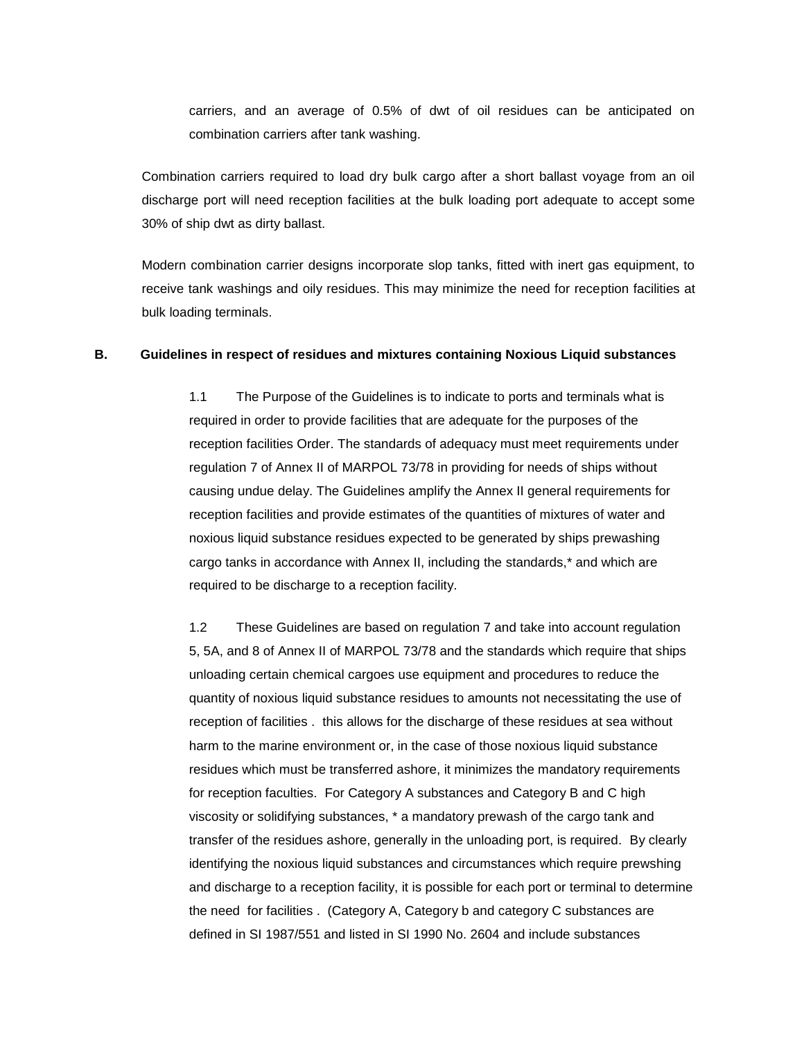carriers, and an average of 0.5% of dwt of oil residues can be anticipated on combination carriers after tank washing.

Combination carriers required to load dry bulk cargo after a short ballast voyage from an oil discharge port will need reception facilities at the bulk loading port adequate to accept some 30% of ship dwt as dirty ballast.

Modern combination carrier designs incorporate slop tanks, fitted with inert gas equipment, to receive tank washings and oily residues. This may minimize the need for reception facilities at bulk loading terminals.

**B. Guidelines in respect of residues and mixtures containing Noxious Liquid substances**

1.1 The Purpose of the Guidelines is to indicate to ports and terminals what is required in order to provide facilities that are adequate for the purposes of the reception facilities Order. The standards of adequacy must meet requirements under regulation 7 of Annex II of MARPOL 73/78 in providing for needs of ships without causing undue delay. The Guidelines amplify the Annex II general requirements for reception facilities and provide estimates of the quantities of mixtures of water and noxious liquid substance residues expected to be generated by ships prewashing cargo tanks in accordance with Annex II, including the standards,* and which are required to be discharge to a reception facility.

1.2 These Guidelines are based on regulation 7 and take into account regulation 5, 5A, and 8 of Annex II of MARPOL 73/78 and the standards which require that ships unloading certain chemical cargoes use equipment and procedures to reduce the quantity of noxious liquid substance residues to amounts not necessitating the use of reception of facilities . this allows for the discharge of these residues at sea without harm to the marine environment or, in the case of those noxious liquid substance residues which must be transferred ashore, it minimizes the mandatory requirements for reception faculties. For Category A substances and Category B and C high viscosity or solidifying substances, * a mandatory prewash of the cargo tank and transfer of the residues ashore, generally in the unloading port, is required. By clearly identifying the noxious liquid substances and circumstances which require prewshing and discharge to a reception facility, it is possible for each port or terminal to determine the need for facilities . (Category A, Category b and category C substances are defined in SI 1987/551 and listed in SI 1990 No. 2604 and include substances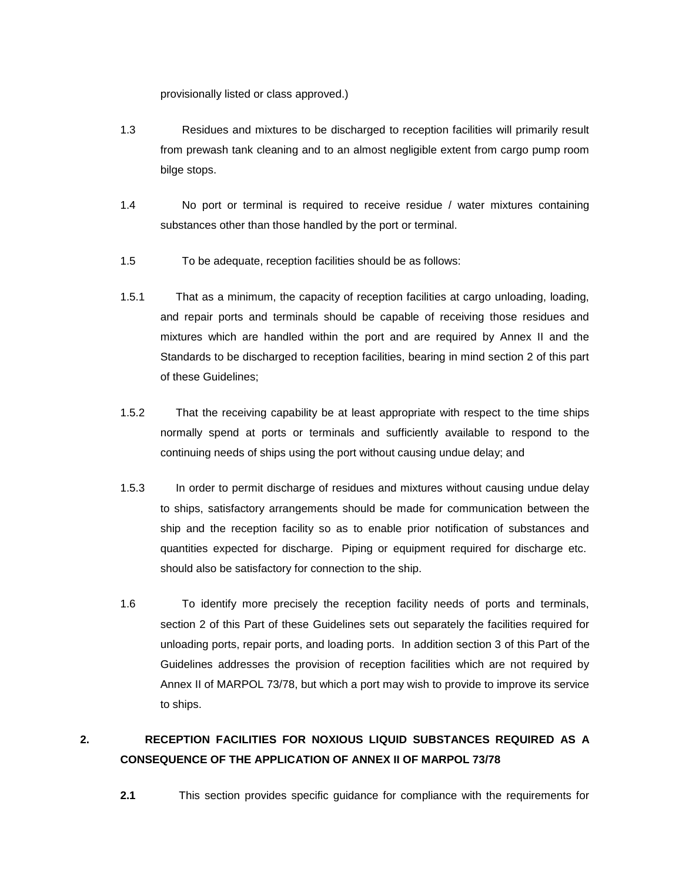provisionally listed or class approved.)

1.3 Residues and mixtures to be discharged to reception facilities will primarily result from prewash tank cleaning and to an almost negligible extent from cargo pump room bilge stops.

1.4 No port or terminal is required to receive residue / water mixtures containing substances other than those handled by the port or terminal.

1.5 To be adequate, reception facilities should be as follows:

1.5.1 That as a minimum, the capacity of reception facilities at cargo unloading, loading, and repair ports and terminals should be capable of receiving those residues and mixtures which are handled within the port and are required by Annex II and the Standards to be discharged to reception facilities, bearing in mind section 2 of this part of these Guidelines;

1.5.2 That the receiving capability be at least appropriate with respect to the time ships normally spend at ports or terminals and sufficiently available to respond to the continuing needs of ships using the port without causing undue delay; and

1.5.3 In order to permit discharge of residues and mixtures without causing undue delay to ships, satisfactory arrangements should be made for communication between the ship and the reception facility so as to enable prior notification of substances and quantities expected for discharge. Piping or equipment required for discharge etc. should also be satisfactory for connection to the ship.

1.6 To identify more precisely the reception facility needs of ports and terminals, section 2 of this Part of these Guidelines sets out separately the facilities required for unloading ports, repair ports, and loading ports. In addition section 3 of this Part of the Guidelines addresses the provision of reception facilities which are not required by Annex II of MARPOL 73/78, but which a port may wish to provide to improve its service to ships.

## 2. RECEPTION FACILITIES FOR NOXIOUS LIQUID SUBSTANCES REQUIRED AS A CONSEQUENCE OF THE APPLICATION OF ANNEX II OF MARPOL 73/78

**2.1** This section provides specific guidance for compliance with the requirements for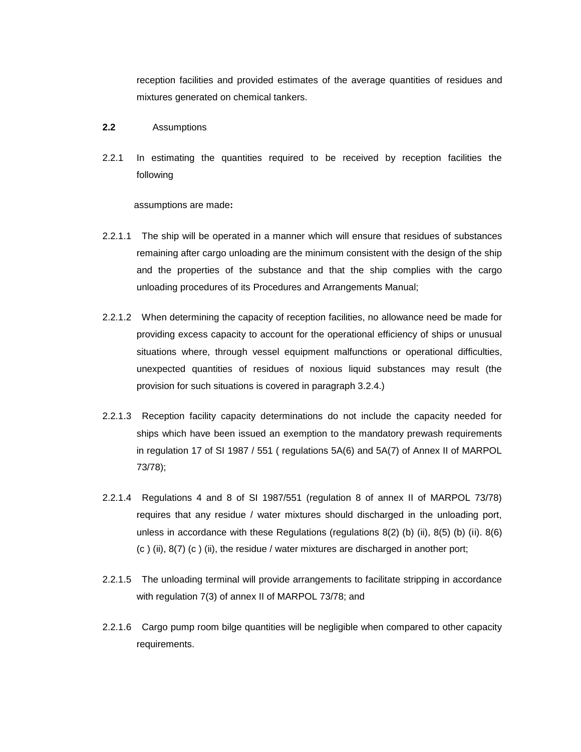reception facilities and provided estimates of the average quantities of residues and mixtures generated on chemical tankers.

**2.2** Assumptions

2.2.1 In estimating the quantities required to be received by reception facilities the following

assumptions are made**:**

2.2.1.1 The ship will be operated in a manner which will ensure that residues of substances remaining after cargo unloading are the minimum consistent with the design of the ship and the properties of the substance and that the ship complies with the cargo unloading procedures of its Procedures and Arrangements Manual;

2.2.1.2 When determining the capacity of reception facilities, no allowance need be made for providing excess capacity to account for the operational efficiency of ships or unusual situations where, through vessel equipment malfunctions or operational difficulties, unexpected quantities of residues of noxious liquid substances may result (the provision for such situations is covered in paragraph 3.2.4.)

2.2.1.3 Reception facility capacity determinations do not include the capacity needed for ships which have been issued an exemption to the mandatory prewash requirements in regulation 17 of SI 1987 / 551 ( regulations 5A(6) and 5A(7) of Annex II of MARPOL 73/78);

2.2.1.4 Regulations 4 and 8 of SI 1987/551 (regulation 8 of annex II of MARPOL 73/78) requires that any residue / water mixtures should discharged in the unloading port, unless in accordance with these Regulations (regulations 8(2) (b) (ii), 8(5) (b) (ii). 8(6) (c ) (ii), 8(7) (c ) (ii), the residue / water mixtures are discharged in another port;

2.2.1.5 The unloading terminal will provide arrangements to facilitate stripping in accordance with regulation 7(3) of annex II of MARPOL 73/78; and

2.2.1.6 Cargo pump room bilge quantities will be negligible when compared to other capacity requirements.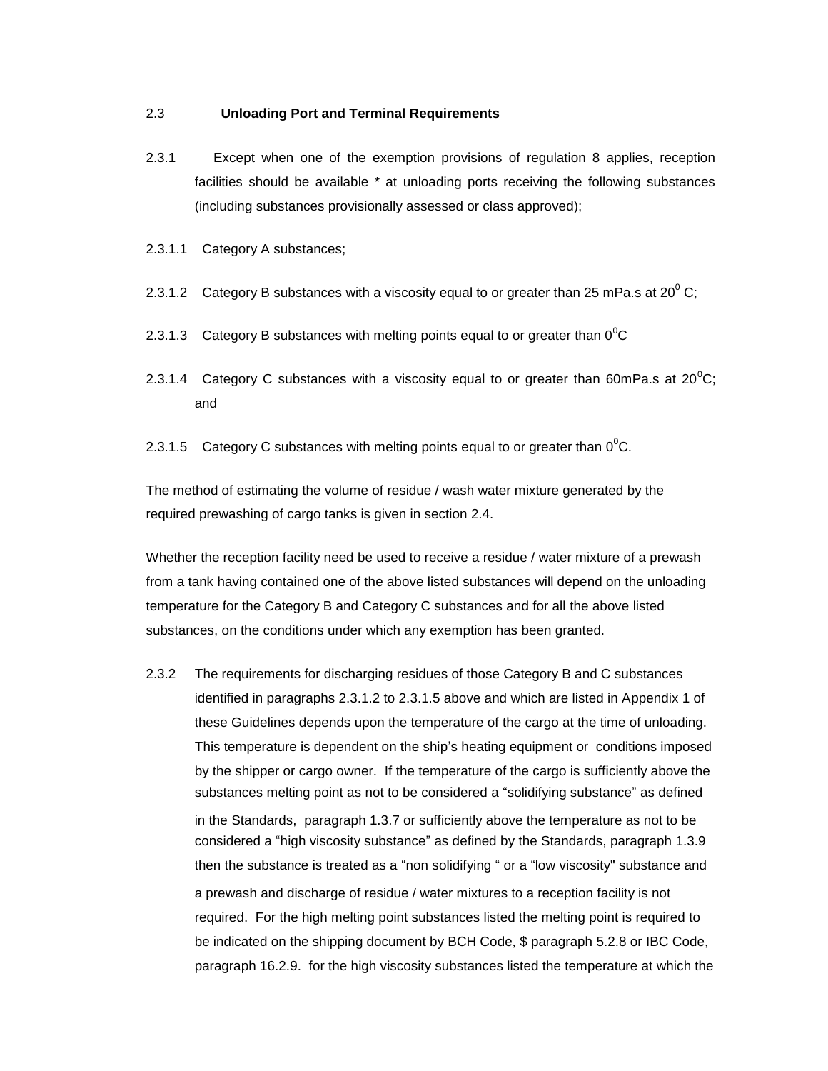## 2.3 **Unloading Port and Terminal Requirements**

2.3.1 Except when one of the exemption provisions of regulation 8 applies, reception facilities should be available * at unloading ports receiving the following substances (including substances provisionally assessed or class approved);

2.3.1.1 Category A substances;

2.3.1.2 Category B substances with a viscosity equal to or greater than 25 mPa.s at $20^0$ C;

2.3.1.3 Category B substances with melting points equal to or greater than $0^0$C

2.3.1.4 Category C substances with a viscosity equal to or greater than 60mPa.s at $20^0$C; and

2.3.1.5 Category C substances with melting points equal to or greater than $0^0$C.

The method of estimating the volume of residue / wash water mixture generated by the required prewashing of cargo tanks is given in section 2.4.

Whether the reception facility need be used to receive a residue / water mixture of a prewash from a tank having contained one of the above listed substances will depend on the unloading temperature for the Category B and Category C substances and for all the above listed substances, on the conditions under which any exemption has been granted.

2.3.2 The requirements for discharging residues of those Category B and C substances identified in paragraphs 2.3.1.2 to 2.3.1.5 above and which are listed in Appendix 1 of these Guidelines depends upon the temperature of the cargo at the time of unloading. This temperature is dependent on the ship's heating equipment or conditions imposed by the shipper or cargo owner. If the temperature of the cargo is sufficiently above the substances melting point as not to be considered a "solidifying substance" as defined in the Standards, paragraph 1.3.7 or sufficiently above the temperature as not to be considered a "high viscosity substance" as defined by the Standards, paragraph 1.3.9 then the substance is treated as a "non solidifying " or a "low viscosity" substance and a prewash and discharge of residue / water mixtures to a reception facility is not required. For the high melting point substances listed the melting point is required to be indicated on the shipping document by BCH Code, $ paragraph 5.2.8 or IBC Code, paragraph 16.2.9. for the high viscosity substances listed the temperature at which the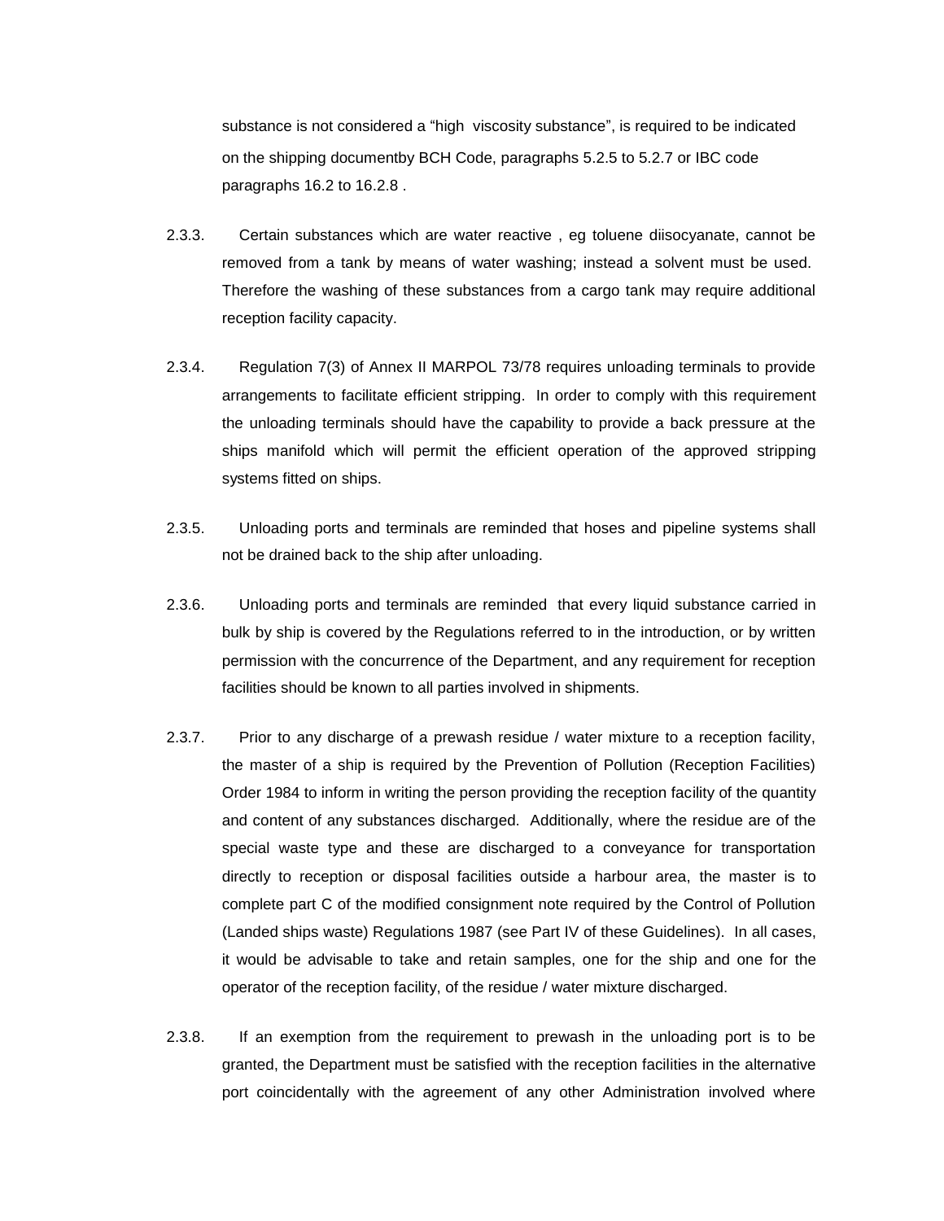substance is not considered a "high viscosity substance", is required to be indicated on the shipping documentby BCH Code, paragraphs 5.2.5 to 5.2.7 or IBC code paragraphs 16.2 to 16.2.8 .

2.3.3. Certain substances which are water reactive , eg toluene diisocyanate, cannot be removed from a tank by means of water washing; instead a solvent must be used. Therefore the washing of these substances from a cargo tank may require additional reception facility capacity.

2.3.4. Regulation 7(3) of Annex II MARPOL 73/78 requires unloading terminals to provide arrangements to facilitate efficient stripping. In order to comply with this requirement the unloading terminals should have the capability to provide a back pressure at the ships manifold which will permit the efficient operation of the approved stripping systems fitted on ships.

2.3.5. Unloading ports and terminals are reminded that hoses and pipeline systems shall not be drained back to the ship after unloading.

2.3.6. Unloading ports and terminals are reminded that every liquid substance carried in bulk by ship is covered by the Regulations referred to in the introduction, or by written permission with the concurrence of the Department, and any requirement for reception facilities should be known to all parties involved in shipments.

2.3.7. Prior to any discharge of a prewash residue / water mixture to a reception facility, the master of a ship is required by the Prevention of Pollution (Reception Facilities) Order 1984 to inform in writing the person providing the reception facility of the quantity and content of any substances discharged. Additionally, where the residue are of the special waste type and these are discharged to a conveyance for transportation directly to reception or disposal facilities outside a harbour area, the master is to complete part C of the modified consignment note required by the Control of Pollution (Landed ships waste) Regulations 1987 (see Part IV of these Guidelines). In all cases, it would be advisable to take and retain samples, one for the ship and one for the operator of the reception facility, of the residue / water mixture discharged.

2.3.8. If an exemption from the requirement to prewash in the unloading port is to be granted, the Department must be satisfied with the reception facilities in the alternative port coincidentally with the agreement of any other Administration involved where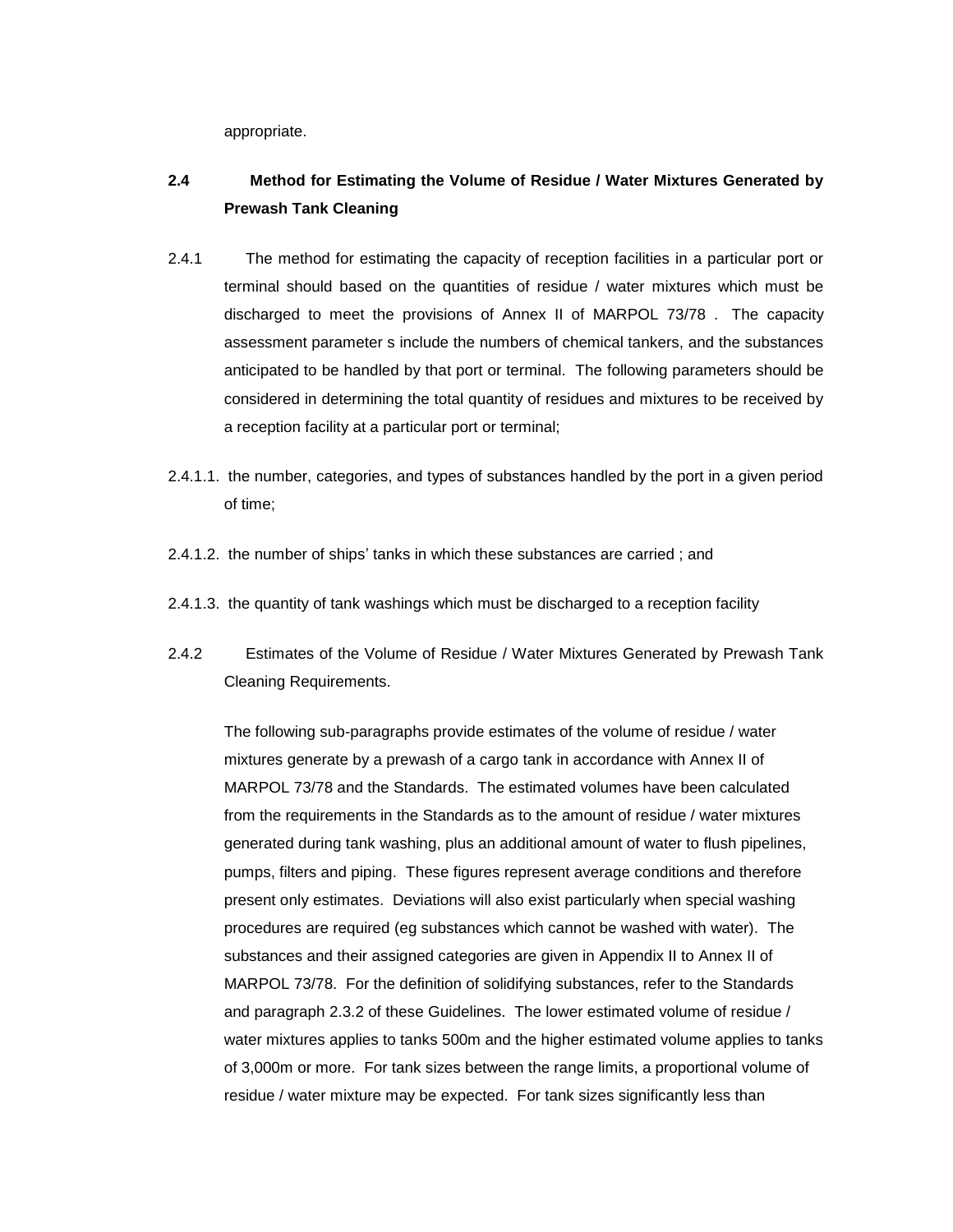appropriate.

## 2.4 Method for Estimating the Volume of Residue / Water Mixtures Generated by Prewash Tank Cleaning

2.4.1 The method for estimating the capacity of reception facilities in a particular port or terminal should based on the quantities of residue / water mixtures which must be discharged to meet the provisions of Annex II of MARPOL 73/78 . The capacity assessment parameter s include the numbers of chemical tankers, and the substances anticipated to be handled by that port or terminal. The following parameters should be considered in determining the total quantity of residues and mixtures to be received by a reception facility at a particular port or terminal;

2.4.1.1. the number, categories, and types of substances handled by the port in a given period of time;

2.4.1.2. the number of ships' tanks in which these substances are carried ; and

2.4.1.3. the quantity of tank washings which must be discharged to a reception facility

2.4.2 Estimates of the Volume of Residue / Water Mixtures Generated by Prewash Tank Cleaning Requirements.

The following sub-paragraphs provide estimates of the volume of residue / water mixtures generate by a prewash of a cargo tank in accordance with Annex II of MARPOL 73/78 and the Standards. The estimated volumes have been calculated from the requirements in the Standards as to the amount of residue / water mixtures generated during tank washing, plus an additional amount of water to flush pipelines, pumps, filters and piping. These figures represent average conditions and therefore present only estimates. Deviations will also exist particularly when special washing procedures are required (eg substances which cannot be washed with water). The substances and their assigned categories are given in Appendix II to Annex II of MARPOL 73/78. For the definition of solidifying substances, refer to the Standards and paragraph 2.3.2 of these Guidelines. The lower estimated volume of residue / water mixtures applies to tanks 500m and the higher estimated volume applies to tanks of 3,000m or more. For tank sizes between the range limits, a proportional volume of residue / water mixture may be expected. For tank sizes significantly less than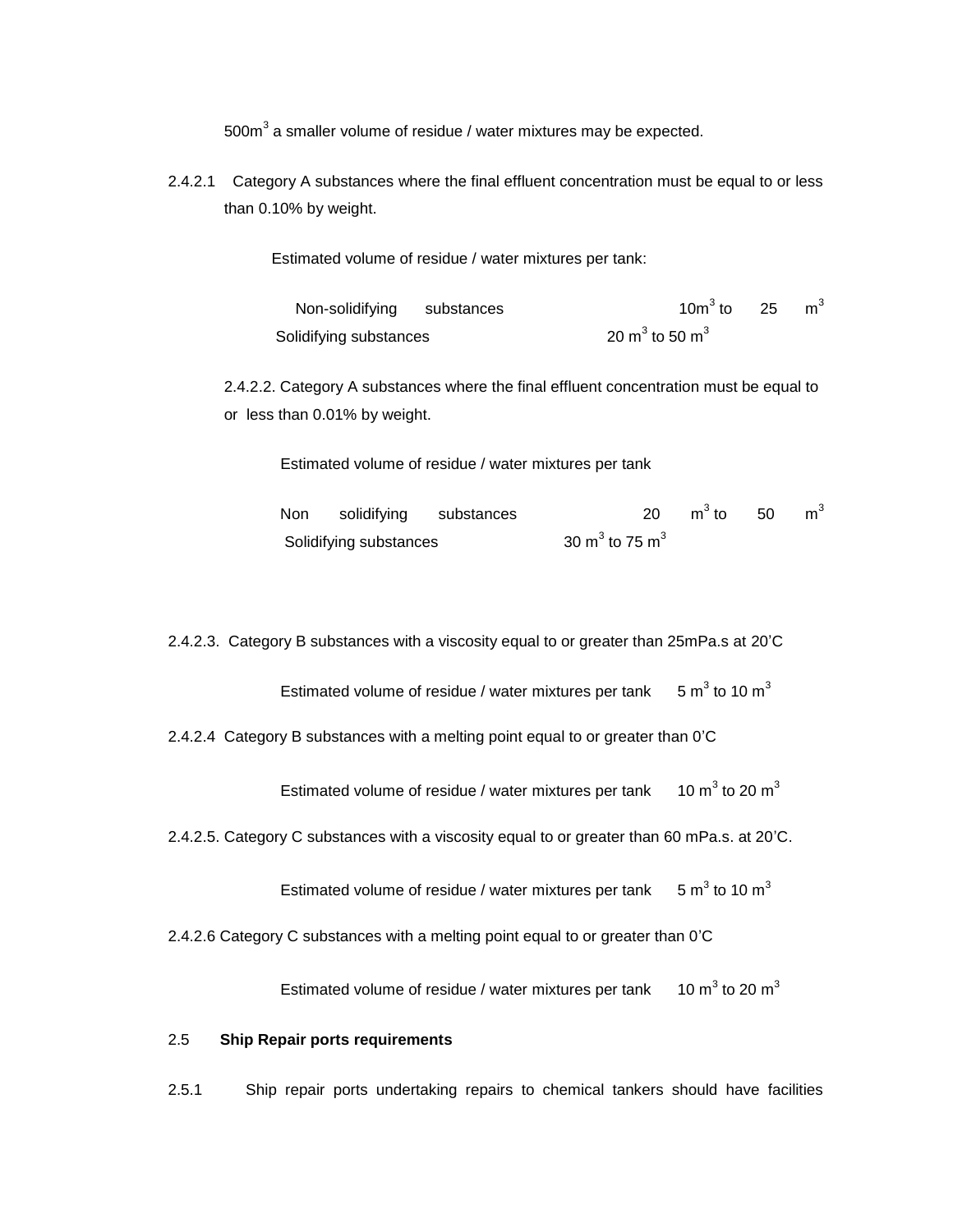500m$^3$ a smaller volume of residue / water mixtures may be expected.

2.4.2.1 Category A substances where the final effluent concentration must be equal to or less than 0.10% by weight.

Estimated volume of residue / water mixtures per tank:

| | |
|---|---|
| Non-solidifying substances | 10m$^3$ to 25 m$^3$ |
| Solidifying substances | 20 m$^3$ to 50 m$^3$ |

2.4.2.2. Category A substances where the final effluent concentration must be equal to or less than 0.01% by weight.

Estimated volume of residue / water mixtures per tank

| | |
|---|---|
| Non solidifying substances | 20 m$^3$ to 50 m$^3$ |
| Solidifying substances | 30 m$^3$ to 75 m$^3$ |

2.4.2.3. Category B substances with a viscosity equal to or greater than 25mPa.s at 20'C

Estimated volume of residue / water mixtures per tank 5 m$^3$ to 10 m$^3$

2.4.2.4 Category B substances with a melting point equal to or greater than 0'C

Estimated volume of residue / water mixtures per tank 10 m$^3$ to 20 m$^3$

2.4.2.5. Category C substances with a viscosity equal to or greater than 60 mPa.s. at 20'C.

Estimated volume of residue / water mixtures per tank 5 m$^3$ to 10 m$^3$

2.4.2.6 Category C substances with a melting point equal to or greater than 0'C

Estimated volume of residue / water mixtures per tank 10 m$^3$ to 20 m$^3$

## 2.5 Ship Repair ports requirements

2.5.1 Ship repair ports undertaking repairs to chemical tankers should have facilities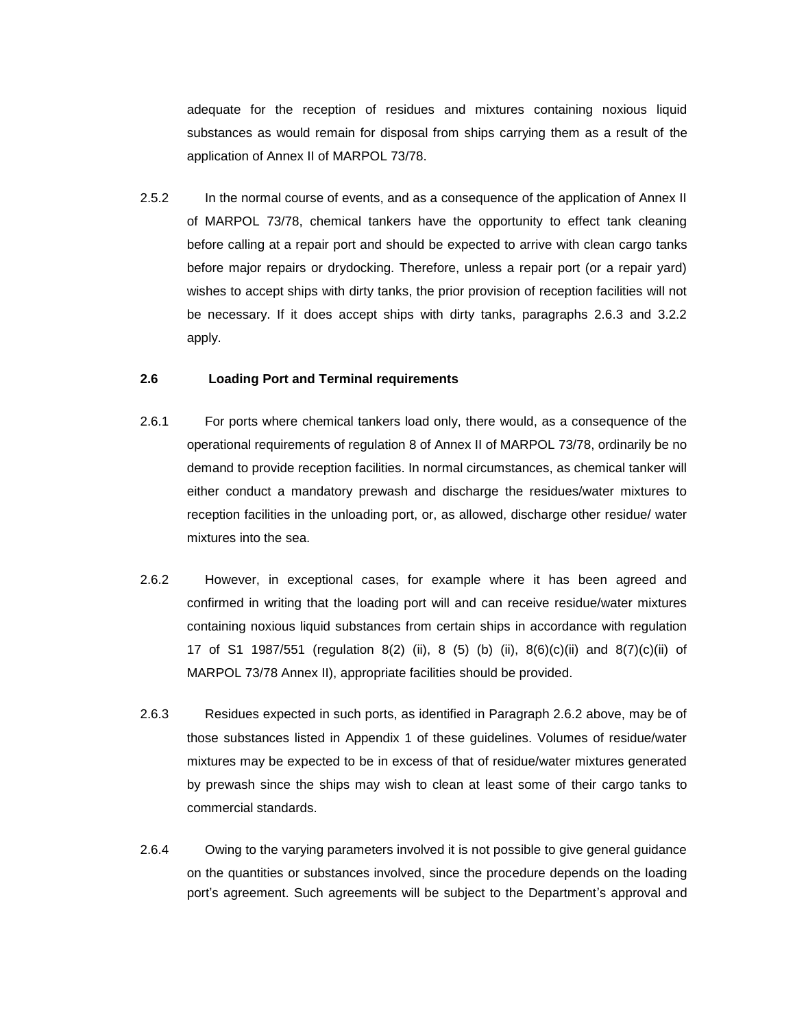adequate for the reception of residues and mixtures containing noxious liquid substances as would remain for disposal from ships carrying them as a result of the application of Annex II of MARPOL 73/78.

2.5.2 In the normal course of events, and as a consequence of the application of Annex II of MARPOL 73/78, chemical tankers have the opportunity to effect tank cleaning before calling at a repair port and should be expected to arrive with clean cargo tanks before major repairs or drydocking. Therefore, unless a repair port (or a repair yard) wishes to accept ships with dirty tanks, the prior provision of reception facilities will not be necessary. If it does accept ships with dirty tanks, paragraphs 2.6.3 and 3.2.2 apply.

**2.6 Loading Port and Terminal requirements**

2.6.1 For ports where chemical tankers load only, there would, as a consequence of the operational requirements of regulation 8 of Annex II of MARPOL 73/78, ordinarily be no demand to provide reception facilities. In normal circumstances, as chemical tanker will either conduct a mandatory prewash and discharge the residues/water mixtures to reception facilities in the unloading port, or, as allowed, discharge other residue/ water mixtures into the sea.

2.6.2 However, in exceptional cases, for example where it has been agreed and confirmed in writing that the loading port will and can receive residue/water mixtures containing noxious liquid substances from certain ships in accordance with regulation 17 of S1 1987/551 (regulation 8(2) (ii), 8 (5) (b) (ii), 8(6)(c)(ii) and 8(7)(c)(ii) of MARPOL 73/78 Annex II), appropriate facilities should be provided.

2.6.3 Residues expected in such ports, as identified in Paragraph 2.6.2 above, may be of those substances listed in Appendix 1 of these guidelines. Volumes of residue/water mixtures may be expected to be in excess of that of residue/water mixtures generated by prewash since the ships may wish to clean at least some of their cargo tanks to commercial standards.

2.6.4 Owing to the varying parameters involved it is not possible to give general guidance on the quantities or substances involved, since the procedure depends on the loading port's agreement. Such agreements will be subject to the Department's approval and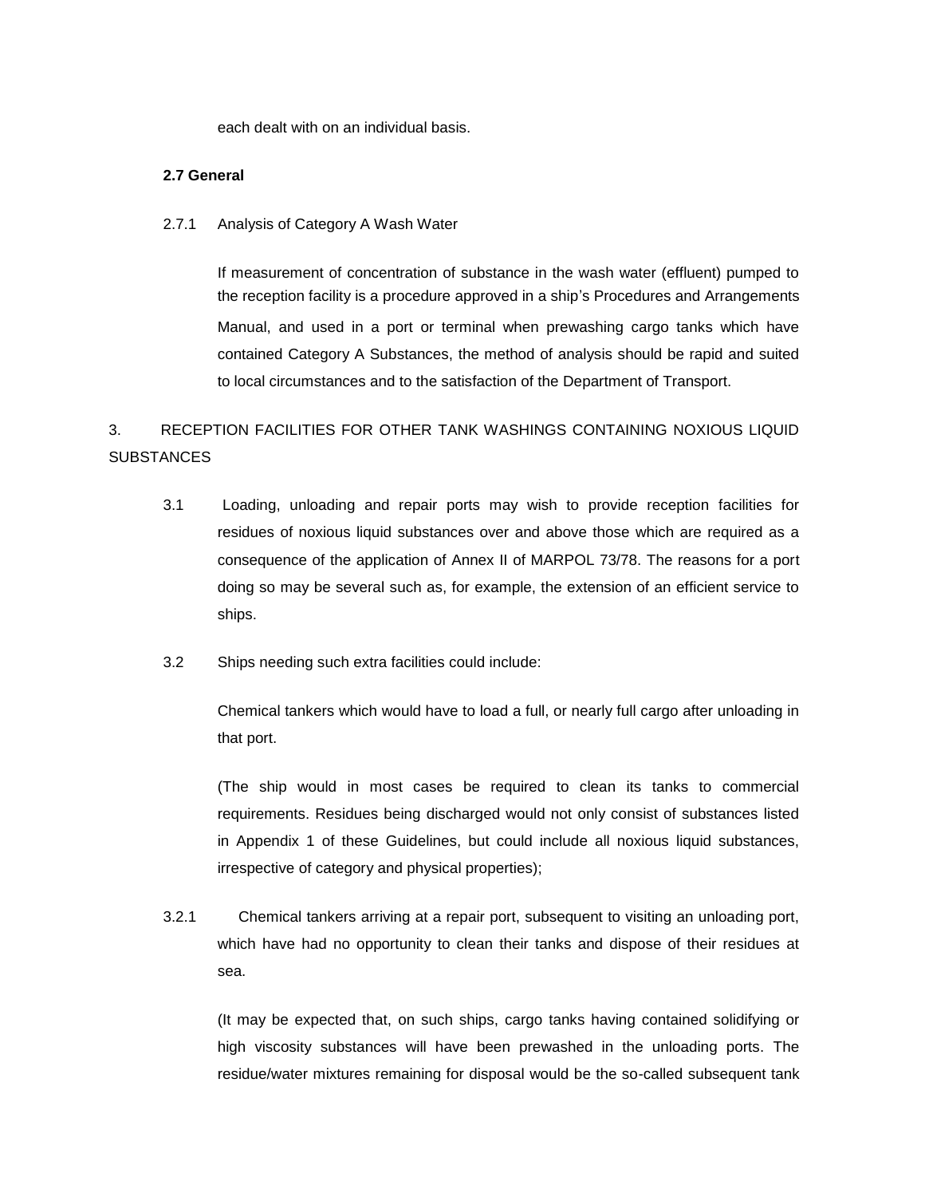each dealt with on an individual basis.

**2.7 General**

2.7.1 Analysis of Category A Wash Water

If measurement of concentration of substance in the wash water (effluent) pumped to the reception facility is a procedure approved in a ship's Procedures and Arrangements Manual, and used in a port or terminal when prewashing cargo tanks which have contained Category A Substances, the method of analysis should be rapid and suited to local circumstances and to the satisfaction of the Department of Transport.

3. RECEPTION FACILITIES FOR OTHER TANK WASHINGS CONTAINING NOXIOUS LIQUID SUBSTANCES

3.1 Loading, unloading and repair ports may wish to provide reception facilities for residues of noxious liquid substances over and above those which are required as a consequence of the application of Annex II of MARPOL 73/78. The reasons for a port doing so may be several such as, for example, the extension of an efficient service to ships.

3.2 Ships needing such extra facilities could include:

Chemical tankers which would have to load a full, or nearly full cargo after unloading in that port.

(The ship would in most cases be required to clean its tanks to commercial requirements. Residues being discharged would not only consist of substances listed in Appendix 1 of these Guidelines, but could include all noxious liquid substances, irrespective of category and physical properties);

3.2.1 Chemical tankers arriving at a repair port, subsequent to visiting an unloading port, which have had no opportunity to clean their tanks and dispose of their residues at sea.

(It may be expected that, on such ships, cargo tanks having contained solidifying or high viscosity substances will have been prewashed in the unloading ports. The residue/water mixtures remaining for disposal would be the so-called subsequent tank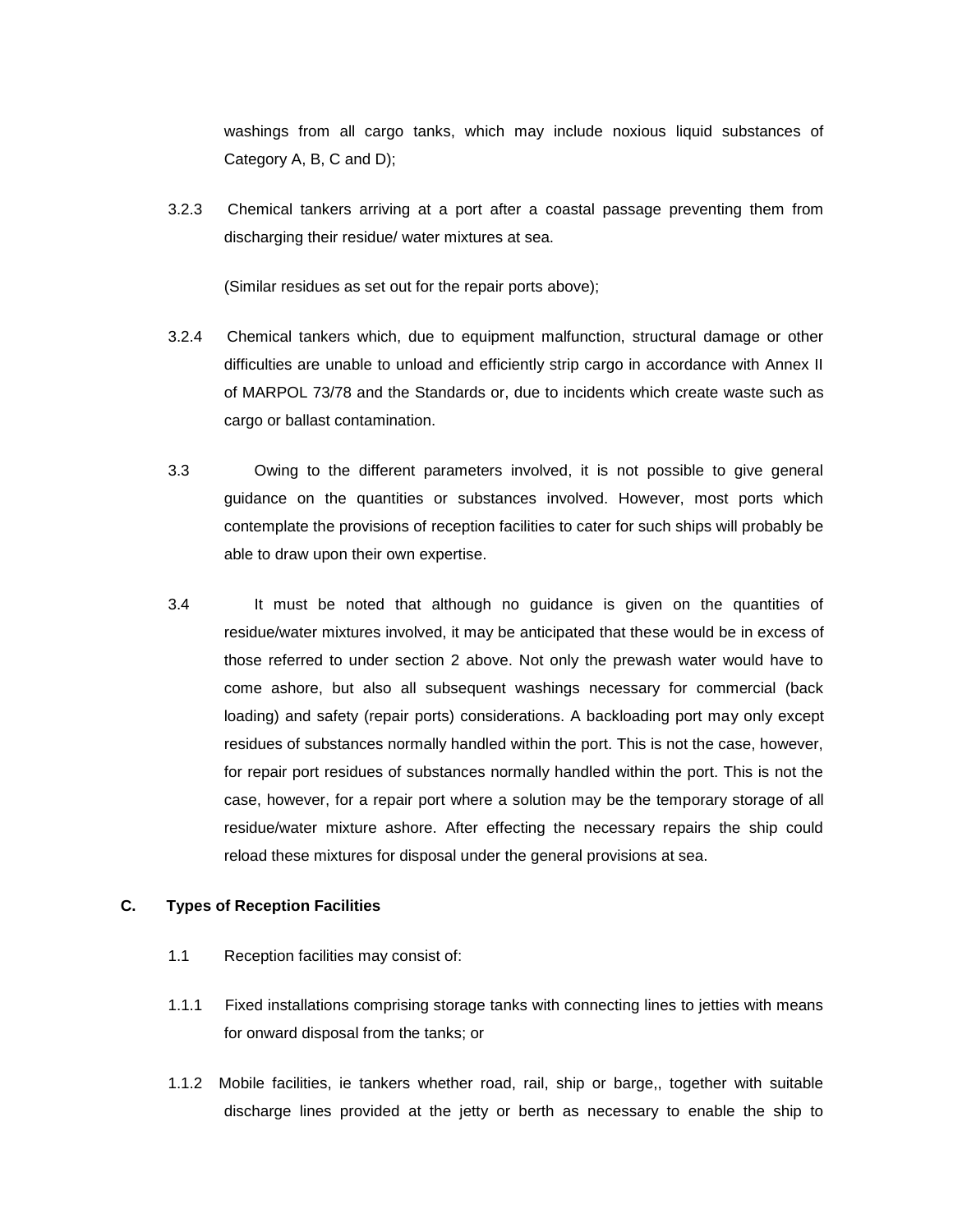washings from all cargo tanks, which may include noxious liquid substances of Category A, B, C and D);

3.2.3 Chemical tankers arriving at a port after a coastal passage preventing them from discharging their residue/ water mixtures at sea.

(Similar residues as set out for the repair ports above);

3.2.4 Chemical tankers which, due to equipment malfunction, structural damage or other difficulties are unable to unload and efficiently strip cargo in accordance with Annex II of MARPOL 73/78 and the Standards or, due to incidents which create waste such as cargo or ballast contamination.

3.3 Owing to the different parameters involved, it is not possible to give general guidance on the quantities or substances involved. However, most ports which contemplate the provisions of reception facilities to cater for such ships will probably be able to draw upon their own expertise.

3.4 It must be noted that although no guidance is given on the quantities of residue/water mixtures involved, it may be anticipated that these would be in excess of those referred to under section 2 above. Not only the prewash water would have to come ashore, but also all subsequent washings necessary for commercial (back loading) and safety (repair ports) considerations. A backloading port may only except residues of substances normally handled within the port. This is not the case, however, for repair port residues of substances normally handled within the port. This is not the case, however, for a repair port where a solution may be the temporary storage of all residue/water mixture ashore. After effecting the necessary repairs the ship could reload these mixtures for disposal under the general provisions at sea.

## C. Types of Reception Facilities

1.1 Reception facilities may consist of:

1.1.1 Fixed installations comprising storage tanks with connecting lines to jetties with means for onward disposal from the tanks; or

1.1.2 Mobile facilities, ie tankers whether road, rail, ship or barge,, together with suitable discharge lines provided at the jetty or berth as necessary to enable the ship to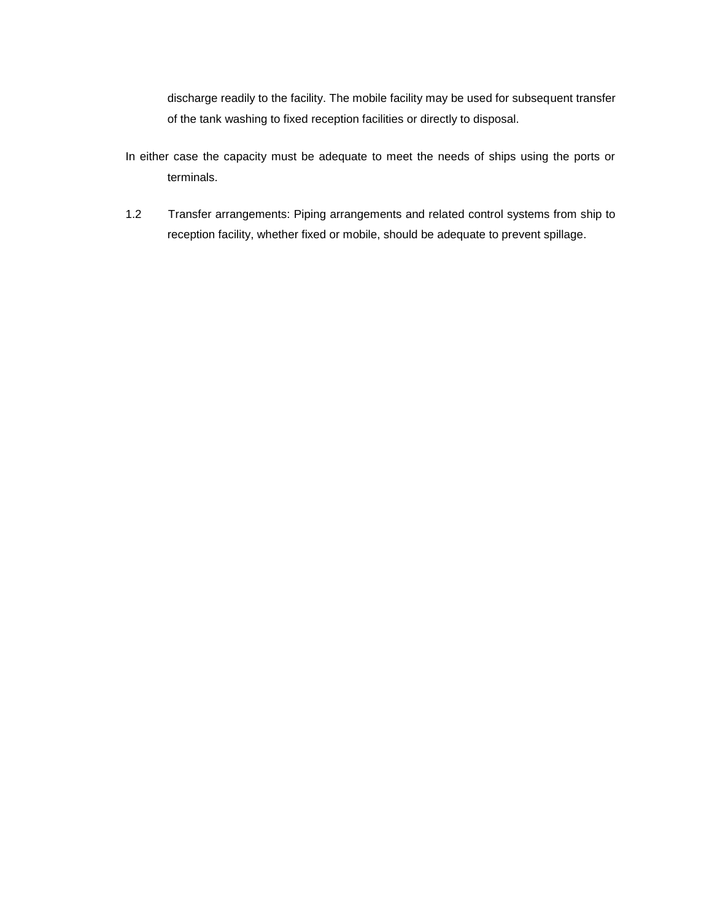discharge readily to the facility. The mobile facility may be used for subsequent transfer of the tank washing to fixed reception facilities or directly to disposal.

In either case the capacity must be adequate to meet the needs of ships using the ports or terminals.

1.2 Transfer arrangements: Piping arrangements and related control systems from ship to reception facility, whether fixed or mobile, should be adequate to prevent spillage.